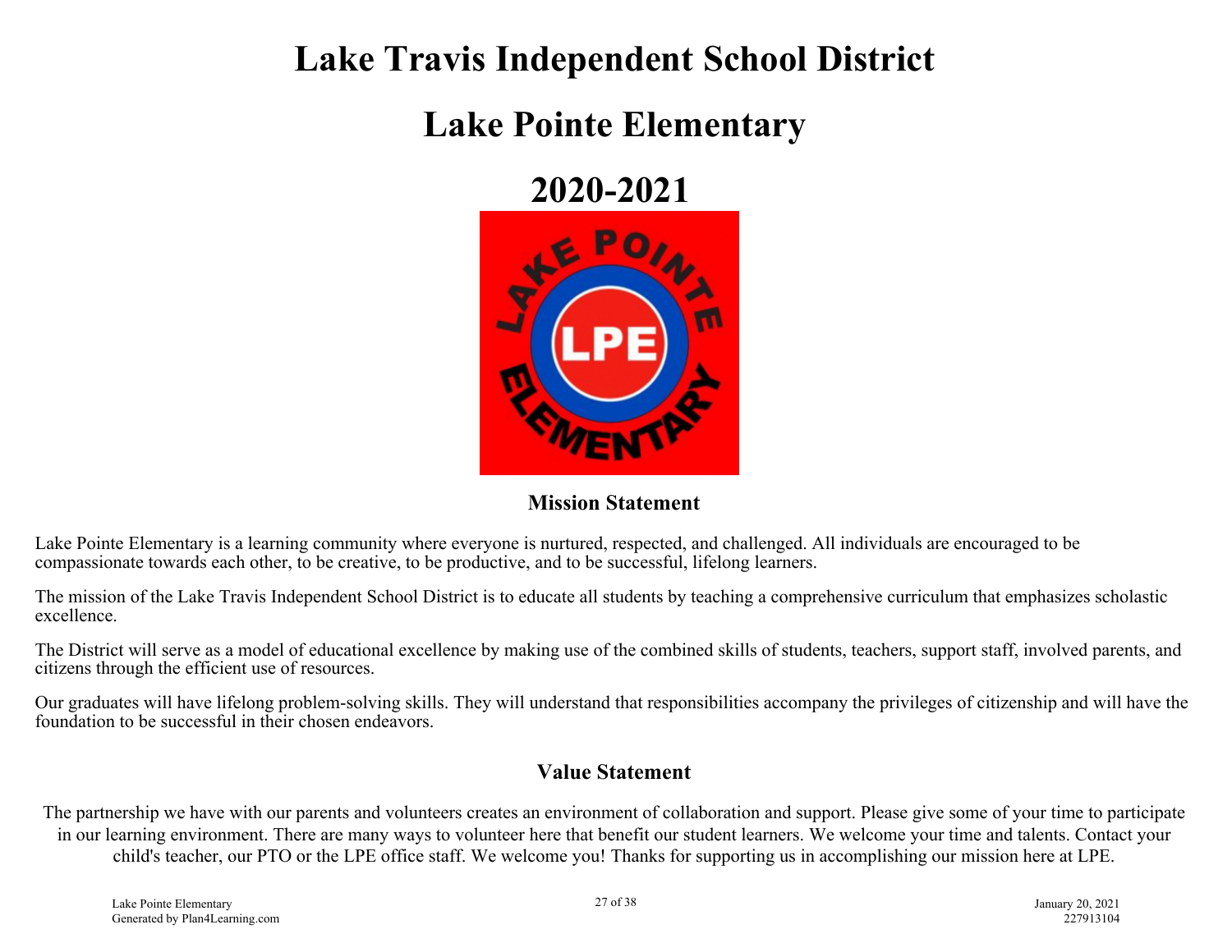# Lake Travis Independent School District

# Lake Pointe Elementary

# 2020-2021

## Mission Statement

Lake Pointe Elementary is a learning community where everyone is nurtured, respected, and challenged. All individuals are encouraged to be compassionate towards each other, to be creative, to be productive, and to be successful, lifelong learners.

The mission of the Lake Travis Independent School District is to educate all students by teaching a comprehensive curriculum that emphasizes scholastic excellence.

The District will serve as a model of educational excellence by making use of the combined skills of students, teachers, support staff, involved parents, and citizens through the efficient use of resources.

Our graduates will have lifelong problem-solving skills. They will understand that responsibilities accompany the privileges of citizenship and will have the foundation to be successful in their chosen endeavors.

## Value Statement

The partnership we have with our parents and volunteers creates an environment of collaboration and support. Please give some of your time to participate in our learning environment. There are many ways to volunteer here that benefit our student learners. We welcome your time and talents. Contact your child's teacher, our PTO or the LPE office staff. We welcome you! Thanks for supporting us in accomplishing our mission here at LPE.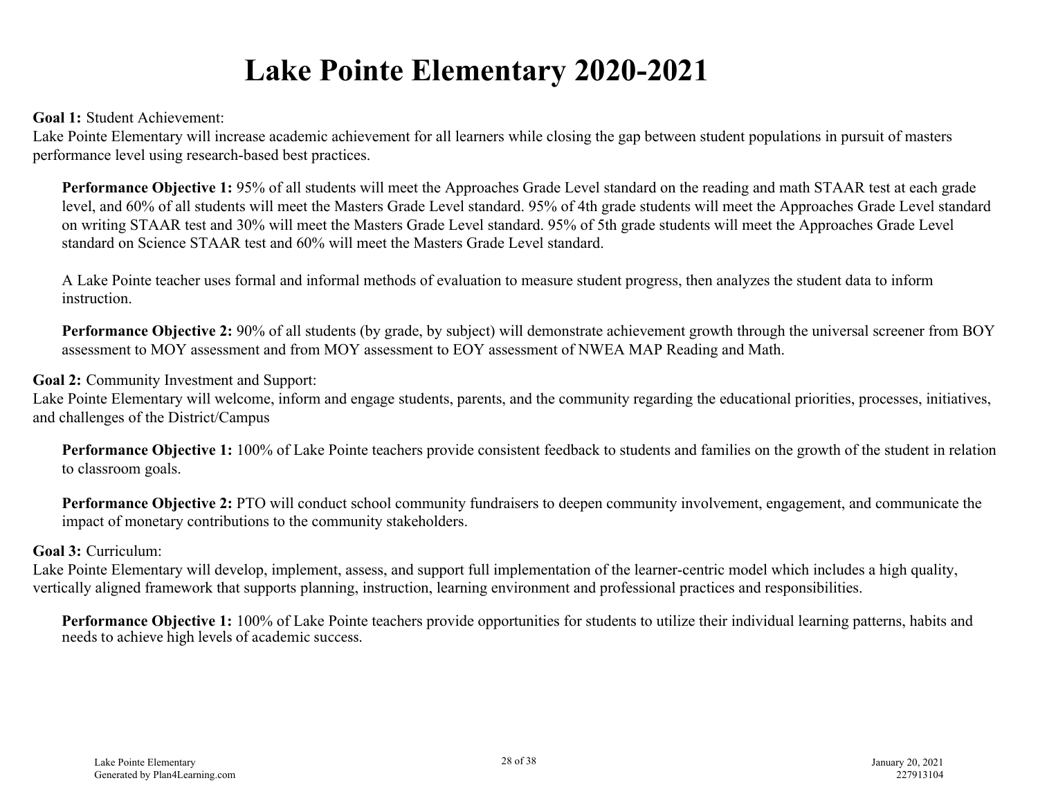# Lake Pointe Elementary 2020-2021

**Goal 1:** Student Achievement:
Lake Pointe Elementary will increase academic achievement for all learners while closing the gap between student populations in pursuit of masters performance level using research-based best practices.

**Performance Objective 1:** 95% of all students will meet the Approaches Grade Level standard on the reading and math STAAR test at each grade level, and 60% of all students will meet the Masters Grade Level standard. 95% of 4th grade students will meet the Approaches Grade Level standard on writing STAAR test and 30% will meet the Masters Grade Level standard. 95% of 5th grade students will meet the Approaches Grade Level standard on Science STAAR test and 60% will meet the Masters Grade Level standard.

A Lake Pointe teacher uses formal and informal methods of evaluation to measure student progress, then analyzes the student data to inform instruction.

**Performance Objective 2:** 90% of all students (by grade, by subject) will demonstrate achievement growth through the universal screener from BOY assessment to MOY assessment and from MOY assessment to EOY assessment of NWEA MAP Reading and Math.

**Goal 2:** Community Investment and Support:
Lake Pointe Elementary will welcome, inform and engage students, parents, and the community regarding the educational priorities, processes, initiatives, and challenges of the District/Campus

**Performance Objective 1:** 100% of Lake Pointe teachers provide consistent feedback to students and families on the growth of the student in relation to classroom goals.

**Performance Objective 2:** PTO will conduct school community fundraisers to deepen community involvement, engagement, and communicate the impact of monetary contributions to the community stakeholders.

**Goal 3:** Curriculum:
Lake Pointe Elementary will develop, implement, assess, and support full implementation of the learner-centric model which includes a high quality, vertically aligned framework that supports planning, instruction, learning environment and professional practices and responsibilities.

**Performance Objective 1:** 100% of Lake Pointe teachers provide opportunities for students to utilize their individual learning patterns, habits and needs to achieve high levels of academic success.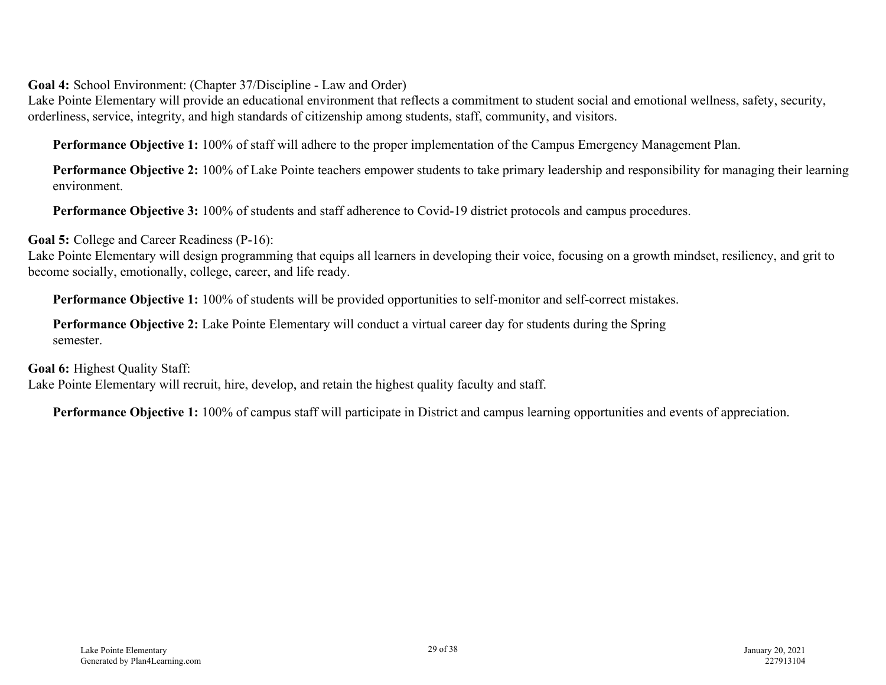**Goal 4:** School Environment: (Chapter 37/Discipline - Law and Order)
Lake Pointe Elementary will provide an educational environment that reflects a commitment to student social and emotional wellness, safety, security, orderliness, service, integrity, and high standards of citizenship among students, staff, community, and visitors.

**Performance Objective 1:** 100% of staff will adhere to the proper implementation of the Campus Emergency Management Plan.

**Performance Objective 2:** 100% of Lake Pointe teachers empower students to take primary leadership and responsibility for managing their learning environment.

**Performance Objective 3:** 100% of students and staff adherence to Covid-19 district protocols and campus procedures.

**Goal 5:** College and Career Readiness (P-16):
Lake Pointe Elementary will design programming that equips all learners in developing their voice, focusing on a growth mindset, resiliency, and grit to become socially, emotionally, college, career, and life ready.

**Performance Objective 1:** 100% of students will be provided opportunities to self-monitor and self-correct mistakes.

**Performance Objective 2:** Lake Pointe Elementary will conduct a virtual career day for students during the Spring semester.

**Goal 6:** Highest Quality Staff:
Lake Pointe Elementary will recruit, hire, develop, and retain the highest quality faculty and staff.

**Performance Objective 1:** 100% of campus staff will participate in District and campus learning opportunities and events of appreciation.